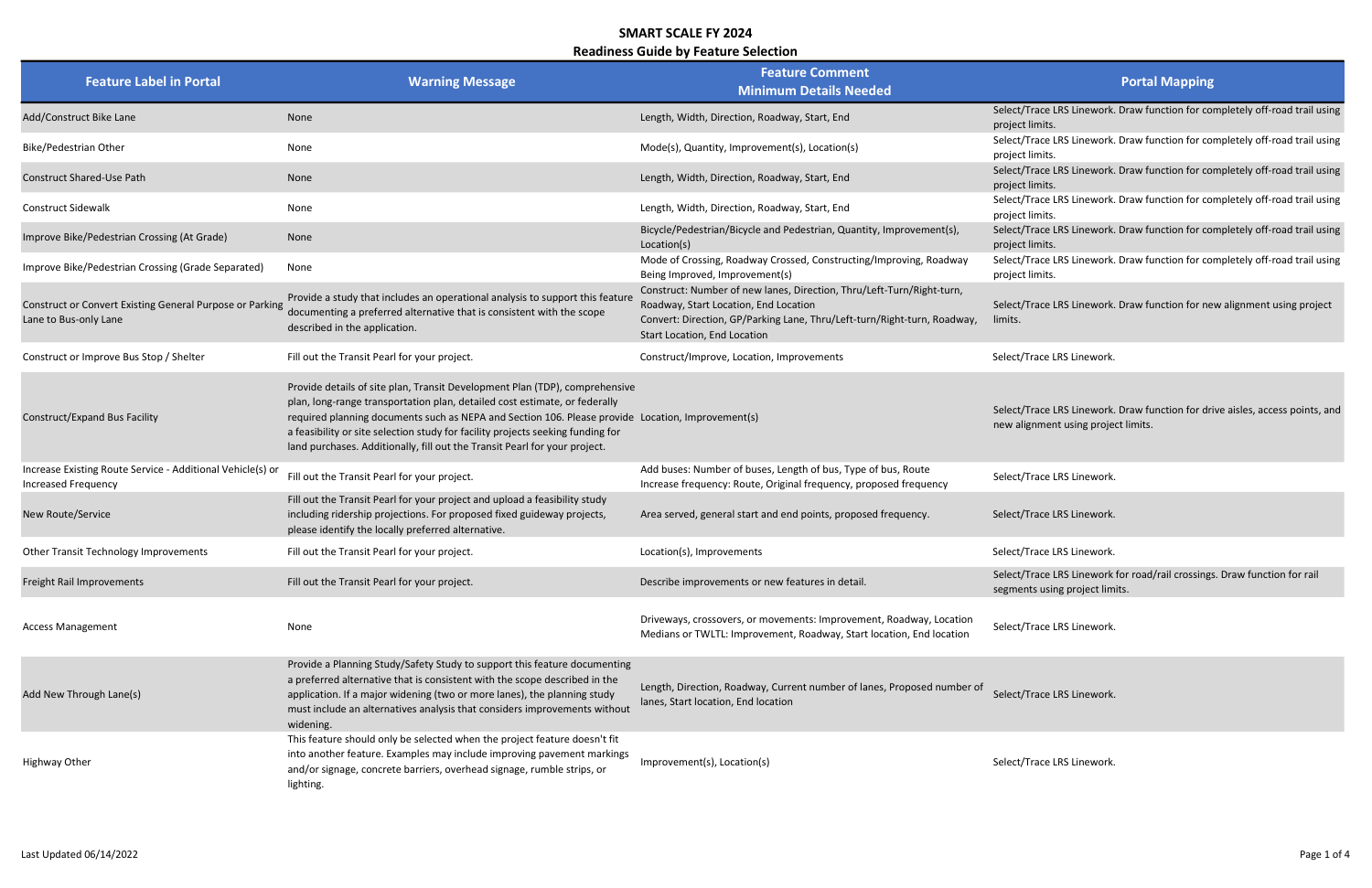# SMART SCALE FY 2024

## Readiness Guide by Feature Selection

| Feature Label in Portal | Warning Message | Feature Comment Minimum Details Needed | Portal Mapping |
|---|---|---|---|
| Add/Construct Bike Lane | None | Length, Width, Direction, Roadway, Start, End | Select/Trace LRS Linework. Draw function for completely off-road trail using project limits. |
| Bike/Pedestrian Other | None | Mode(s), Quantity, Improvement(s), Location(s) | Select/Trace LRS Linework. Draw function for completely off-road trail using project limits. |
| Construct Shared-Use Path | None | Length, Width, Direction, Roadway, Start, End | Select/Trace LRS Linework. Draw function for completely off-road trail using project limits. |
| Construct Sidewalk | None | Length, Width, Direction, Roadway, Start, End | Select/Trace LRS Linework. Draw function for completely off-road trail using project limits. |
| Improve Bike/Pedestrian Crossing (At Grade) | None | Bicycle/Pedestrian/Bicycle and Pedestrian, Quantity, Improvement(s), Location(s) | Select/Trace LRS Linework. Draw function for completely off-road trail using project limits. |
| Improve Bike/Pedestrian Crossing (Grade Separated) | None | Mode of Crossing, Roadway Crossed, Constructing/Improving, Roadway Being Improved, Improvement(s) | Select/Trace LRS Linework. Draw function for completely off-road trail using project limits. |
| Construct or Convert Existing General Purpose or Parking Lane to Bus-only Lane | Provide a study that includes an operational analysis to support this feature documenting a preferred alternative that is consistent with the scope described in the application. | Construct: Number of new lanes, Direction, Thru/Left-Turn/Right-turn, Roadway, Start Location, End Location<br>Convert: Direction, GP/Parking Lane, Thru/Left-turn/Right-turn, Roadway, Start Location, End Location | Select/Trace LRS Linework. Draw function for new alignment using project limits. |
| Construct or Improve Bus Stop / Shelter | Fill out the Transit Pearl for your project. | Construct/Improve, Location, Improvements | Select/Trace LRS Linework. |
| Construct/Expand Bus Facility | Provide details of site plan, Transit Development Plan (TDP), comprehensive plan, long-range transportation plan, detailed cost estimate, or federally required planning documents such as NEPA and Section 106. Please provide a feasibility or site selection study for facility projects seeking funding for land purchases. Additionally, fill out the Transit Pearl for your project. | Location, Improvement(s) | Select/Trace LRS Linework. Draw function for drive aisles, access points, and new alignment using project limits. |
| Increase Existing Route Service - Additional Vehicle(s) or Increased Frequency | Fill out the Transit Pearl for your project. | Add buses: Number of buses, Length of bus, Type of bus, Route<br>Increase frequency: Route, Original frequency, proposed frequency | Select/Trace LRS Linework. |
| New Route/Service | Fill out the Transit Pearl for your project and upload a feasibility study including ridership projections. For proposed fixed guideway projects, please identify the locally preferred alternative. | Area served, general start and end points, proposed frequency. | Select/Trace LRS Linework. |
| Other Transit Technology Improvements | Fill out the Transit Pearl for your project. | Location(s), Improvements | Select/Trace LRS Linework. |
| Freight Rail Improvements | Fill out the Transit Pearl for your project. | Describe improvements or new features in detail. | Select/Trace LRS Linework for road/rail crossings. Draw function for rail segments using project limits. |
| Access Management | None | Driveways, crossovers, or movements: Improvement, Roadway, Location<br>Medians or TWLTL: Improvement, Roadway, Start location, End location | Select/Trace LRS Linework. |
| Add New Through Lane(s) | Provide a Planning Study/Safety Study to support this feature documenting a preferred alternative that is consistent with the scope described in the application. If a major widening (two or more lanes), the planning study must include an alternatives analysis that considers improvements without widening. | Length, Direction, Roadway, Current number of lanes, Proposed number of lanes, Start location, End location | Select/Trace LRS Linework. |
| Highway Other | This feature should only be selected when the project feature doesn't fit into another feature. Examples may include improving pavement markings and/or signage, concrete barriers, overhead signage, rumble strips, or lighting. | Improvement(s), Location(s) | Select/Trace LRS Linework. |

Last Updated 06/14/2022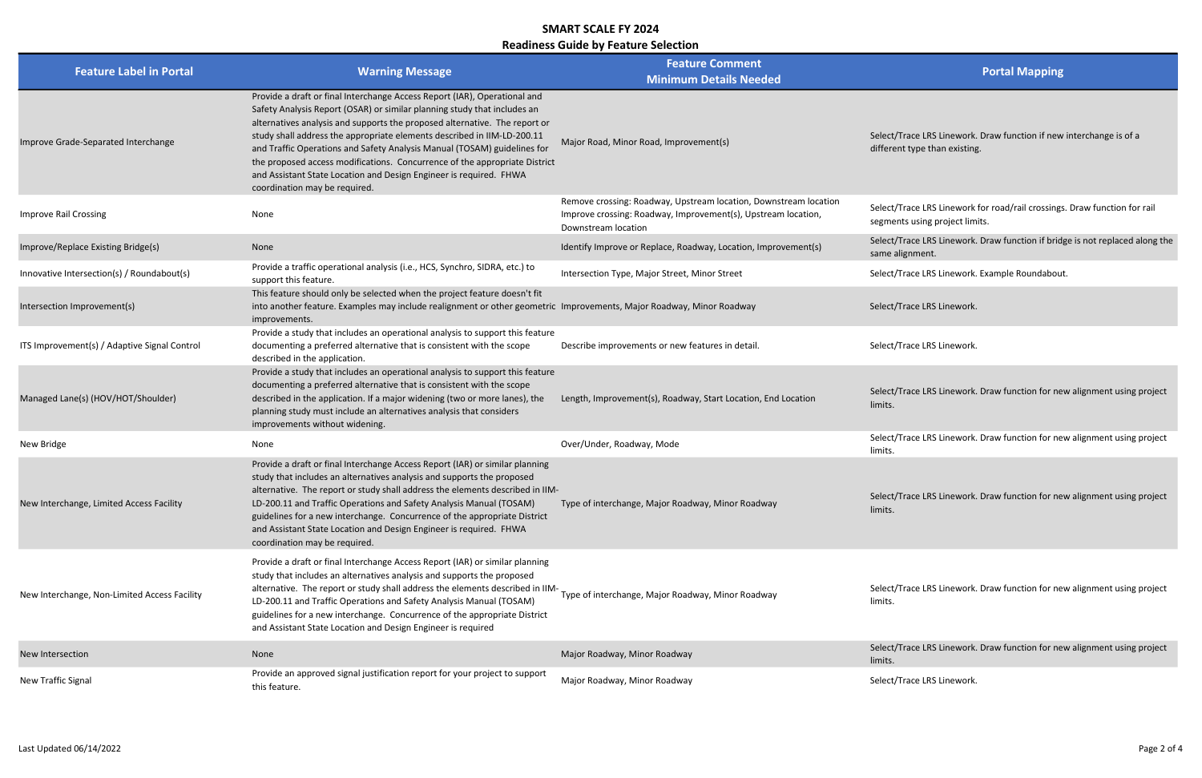# SMART SCALE FY 2024

## Readiness Guide by Feature Selection

| Feature Label in Portal | Warning Message | Feature Comment Minimum Details Needed | Portal Mapping |
|---|---|---|---|
| Improve Grade-Separated Interchange | Provide a draft or final Interchange Access Report (IAR), Operational and Safety Analysis Report (OSAR) or similar planning study that includes an alternatives analysis and supports the proposed alternative. The report or study shall address the appropriate elements described in IIM-LD-200.11 and Traffic Operations and Safety Analysis Manual (TOSAM) guidelines for the proposed access modifications. Concurrence of the appropriate District and Assistant State Location and Design Engineer is required. FHWA coordination may be required. | Major Road, Minor Road, Improvement(s) | Select/Trace LRS Linework. Draw function if new interchange is of a different type than existing. |
| Improve Rail Crossing | None | Remove crossing: Roadway, Upstream location, Downstream location Improve crossing: Roadway, Improvement(s), Upstream location, Downstream location | Select/Trace LRS Linework for road/rail crossings. Draw function for rail segments using project limits. |
| Improve/Replace Existing Bridge(s) | None | Identify Improve or Replace, Roadway, Location, Improvement(s) | Select/Trace LRS Linework. Draw function if bridge is not replaced along the same alignment. |
| Innovative Intersection(s) / Roundabout(s) | Provide a traffic operational analysis (i.e., HCS, Synchro, SIDRA, etc.) to support this feature. | Intersection Type, Major Street, Minor Street | Select/Trace LRS Linework. Example Roundabout. |
| Intersection Improvement(s) | This feature should only be selected when the project feature doesn't fit into another feature. Examples may include realignment or other geometric improvements. | Improvements, Major Roadway, Minor Roadway | Select/Trace LRS Linework. |
| ITS Improvement(s) / Adaptive Signal Control | Provide a study that includes an operational analysis to support this feature documenting a preferred alternative that is consistent with the scope described in the application. | Describe improvements or new features in detail. | Select/Trace LRS Linework. |
| Managed Lane(s) (HOV/HOT/Shoulder) | Provide a study that includes an operational analysis to support this feature documenting a preferred alternative that is consistent with the scope described in the application. If a major widening (two or more lanes), the planning study must include an alternatives analysis that considers improvements without widening. | Length, Improvement(s), Roadway, Start Location, End Location | Select/Trace LRS Linework. Draw function for new alignment using project limits. |
| New Bridge | None | Over/Under, Roadway, Mode | Select/Trace LRS Linework. Draw function for new alignment using project limits. |
| New Interchange, Limited Access Facility | Provide a draft or final Interchange Access Report (IAR) or similar planning study that includes an alternatives analysis and supports the proposed alternative. The report or study shall address the elements described in IIM-LD-200.11 and Traffic Operations and Safety Analysis Manual (TOSAM) guidelines for a new interchange. Concurrence of the appropriate District and Assistant State Location and Design Engineer is required. FHWA coordination may be required. | Type of interchange, Major Roadway, Minor Roadway | Select/Trace LRS Linework. Draw function for new alignment using project limits. |
| New Interchange, Non-Limited Access Facility | Provide a draft or final Interchange Access Report (IAR) or similar planning study that includes an alternatives analysis and supports the proposed alternative. The report or study shall address the elements described in IIM-LD-200.11 and Traffic Operations and Safety Analysis Manual (TOSAM) guidelines for a new interchange. Concurrence of the appropriate District and Assistant State Location and Design Engineer is required | Type of interchange, Major Roadway, Minor Roadway | Select/Trace LRS Linework. Draw function for new alignment using project limits. |
| New Intersection | None | Major Roadway, Minor Roadway | Select/Trace LRS Linework. Draw function for new alignment using project limits. |
| New Traffic Signal | Provide an approved signal justification report for your project to support this feature. | Major Roadway, Minor Roadway | Select/Trace LRS Linework. |

Last Updated 06/14/2022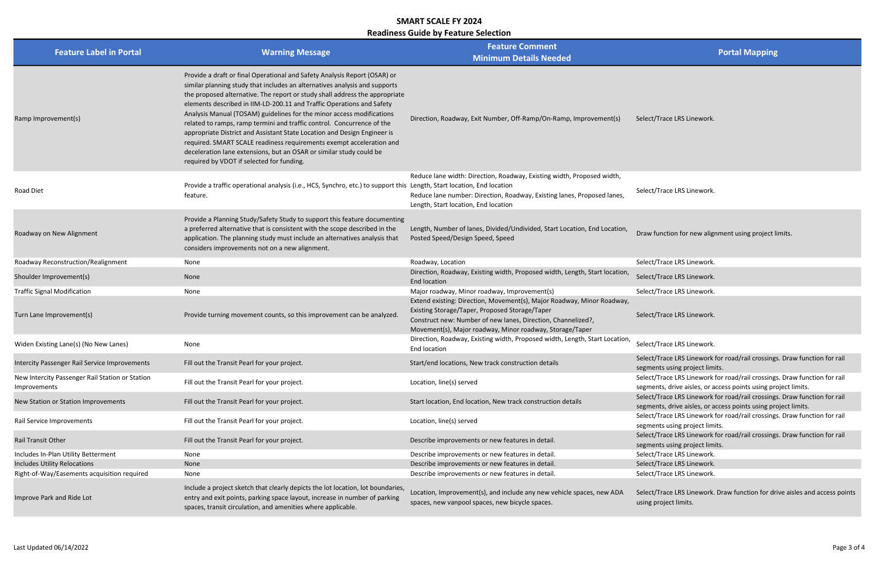# SMART SCALE FY 2024

## Readiness Guide by Feature Selection

| Feature Label in Portal | Warning Message | Feature Comment Minimum Details Needed | Portal Mapping |
| --- | --- | --- | --- |
| Ramp Improvement(s) | Provide a draft or final Operational and Safety Analysis Report (OSAR) or similar planning study that includes an alternatives analysis and supports the proposed alternative. The report or study shall address the appropriate elements described in IIM-LD-200.11 and Traffic Operations and Safety Analysis Manual (TOSAM) guidelines for the minor access modifications related to ramps, ramp termini and traffic control. Concurrence of the appropriate District and Assistant State Location and Design Engineer is required. SMART SCALE readiness requirements exempt acceleration and deceleration lane extensions, but an OSAR or similar study could be required by VDOT if selected for funding. | Direction, Roadway, Exit Number, Off-Ramp/On-Ramp, Improvement(s) | Select/Trace LRS Linework. |
| Road Diet | Provide a traffic operational analysis (i.e., HCS, Synchro, etc.) to support this feature. | Reduce lane width: Direction, Roadway, Existing width, Proposed width, Length, Start location, End location<br>Reduce lane number: Direction, Roadway, Existing lanes, Proposed lanes, Length, Start location, End location | Select/Trace LRS Linework. |
| Roadway on New Alignment | Provide a Planning Study/Safety Study to support this feature documenting a preferred alternative that is consistent with the scope described in the application. The planning study must include an alternatives analysis that considers improvements not on a new alignment. | Length, Number of lanes, Divided/Undivided, Start Location, End Location, Posted Speed/Design Speed, Speed | Draw function for new alignment using project limits. |
| Roadway Reconstruction/Realignment | None | Roadway, Location | Select/Trace LRS Linework. |
| Shoulder Improvement(s) | None | Direction, Roadway, Existing width, Proposed width, Length, Start location, End location | Select/Trace LRS Linework. |
| Traffic Signal Modification | None | Major roadway, Minor roadway, Improvement(s) | Select/Trace LRS Linework. |
| Turn Lane Improvement(s) | Provide turning movement counts, so this improvement can be analyzed. | Extend existing: Direction, Movement(s), Major Roadway, Minor Roadway, Existing Storage/Taper, Proposed Storage/Taper<br>Construct new: Number of new lanes, Direction, Channelized?, Movement(s), Major roadway, Minor roadway, Storage/Taper | Select/Trace LRS Linework. |
| Widen Existing Lane(s) (No New Lanes) | None | Direction, Roadway, Existing width, Proposed width, Length, Start Location, End location | Select/Trace LRS Linework. |
| Intercity Passenger Rail Service Improvements | Fill out the Transit Pearl for your project. | Start/end locations, New track construction details | Select/Trace LRS Linework for road/rail crossings. Draw function for rail segments using project limits. |
| New Intercity Passenger Rail Station or Station Improvements | Fill out the Transit Pearl for your project. | Location, line(s) served | Select/Trace LRS Linework for road/rail crossings. Draw function for rail segments, drive aisles, or access points using project limits. |
| New Station or Station Improvements | Fill out the Transit Pearl for your project. | Start location, End location, New track construction details | Select/Trace LRS Linework for road/rail crossings. Draw function for rail segments, drive aisles, or access points using project limits. |
| Rail Service Improvements | Fill out the Transit Pearl for your project. | Location, line(s) served | Select/Trace LRS Linework for road/rail crossings. Draw function for rail segments using project limits. |
| Rail Transit Other | Fill out the Transit Pearl for your project. | Describe improvements or new features in detail. | Select/Trace LRS Linework for road/rail crossings. Draw function for rail segments using project limits. |
| Includes In-Plan Utility Betterment | None | Describe improvements or new features in detail. | Select/Trace LRS Linework. |
| Includes Utility Relocations | None | Describe improvements or new features in detail. | Select/Trace LRS Linework. |
| Right-of-Way/Easements acquisition required | None | Describe improvements or new features in detail. | Select/Trace LRS Linework. |
| Improve Park and Ride Lot | Include a project sketch that clearly depicts the lot location, lot boundaries, entry and exit points, parking space layout, increase in number of parking spaces, transit circulation, and amenities where applicable. | Location, Improvement(s), and include any new vehicle spaces, new ADA spaces, new vanpool spaces, new bicycle spaces. | Select/Trace LRS Linework. Draw function for drive aisles and access points using project limits. |

Last Updated 06/14/2022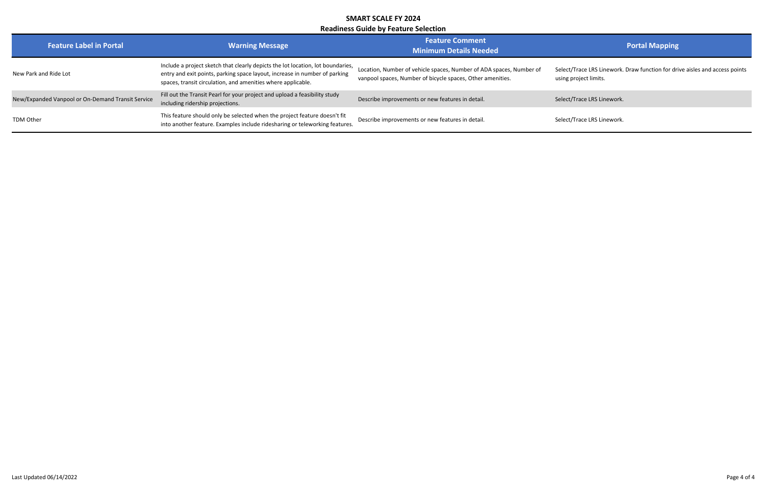# SMART SCALE FY 2024

## Readiness Guide by Feature Selection

| Feature Label in Portal | Warning Message | Feature Comment Minimum Details Needed | Portal Mapping |
|---|---|---|---|
| New Park and Ride Lot | Include a project sketch that clearly depicts the lot location, lot boundaries, entry and exit points, parking space layout, increase in number of parking spaces, transit circulation, and amenities where applicable. | Location, Number of vehicle spaces, Number of ADA spaces, Number of vanpool spaces, Number of bicycle spaces, Other amenities. | Select/Trace LRS Linework. Draw function for drive aisles and access points using project limits. |
| New/Expanded Vanpool or On-Demand Transit Service | Fill out the Transit Pearl for your project and upload a feasibility study including ridership projections. | Describe improvements or new features in detail. | Select/Trace LRS Linework. |
| TDM Other | This feature should only be selected when the project feature doesn't fit into another feature. Examples include ridesharing or teleworking features. | Describe improvements or new features in detail. | Select/Trace LRS Linework. |

Last Updated 06/14/2022